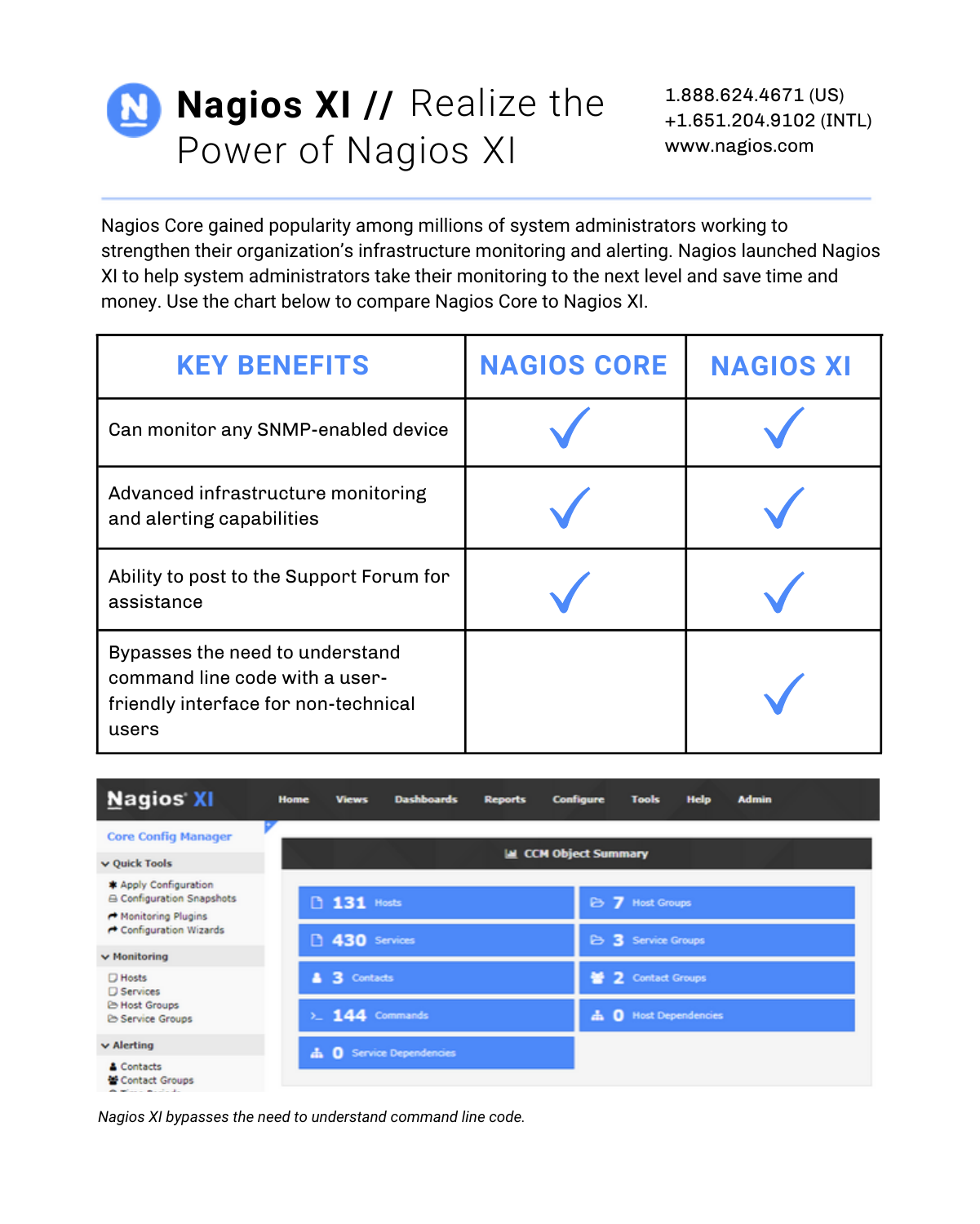# Nagios XI // Realize the Power of Nagios XI

1.888.624.4671 (US)
+1.651.204.9102 (INTL)
www.nagios.com

Nagios Core gained popularity among millions of system administrators working to strengthen their organization's infrastructure monitoring and alerting. Nagios launched Nagios XI to help system administrators take their monitoring to the next level and save time and money. Use the chart below to compare Nagios Core to Nagios XI.

| KEY BENEFITS | NAGIOS CORE | NAGIOS XI |
|---|---|---|
| Can monitor any SNMP-enabled device | ✓ | ✓ |
| Advanced infrastructure monitoring and alerting capabilities | ✓ | ✓ |
| Ability to post to the Support Forum for assistance | ✓ | ✓ |
| Bypasses the need to understand command line code with a user-friendly interface for non-technical users | | ✓ |

*Nagios XI bypasses the need to understand command line code.*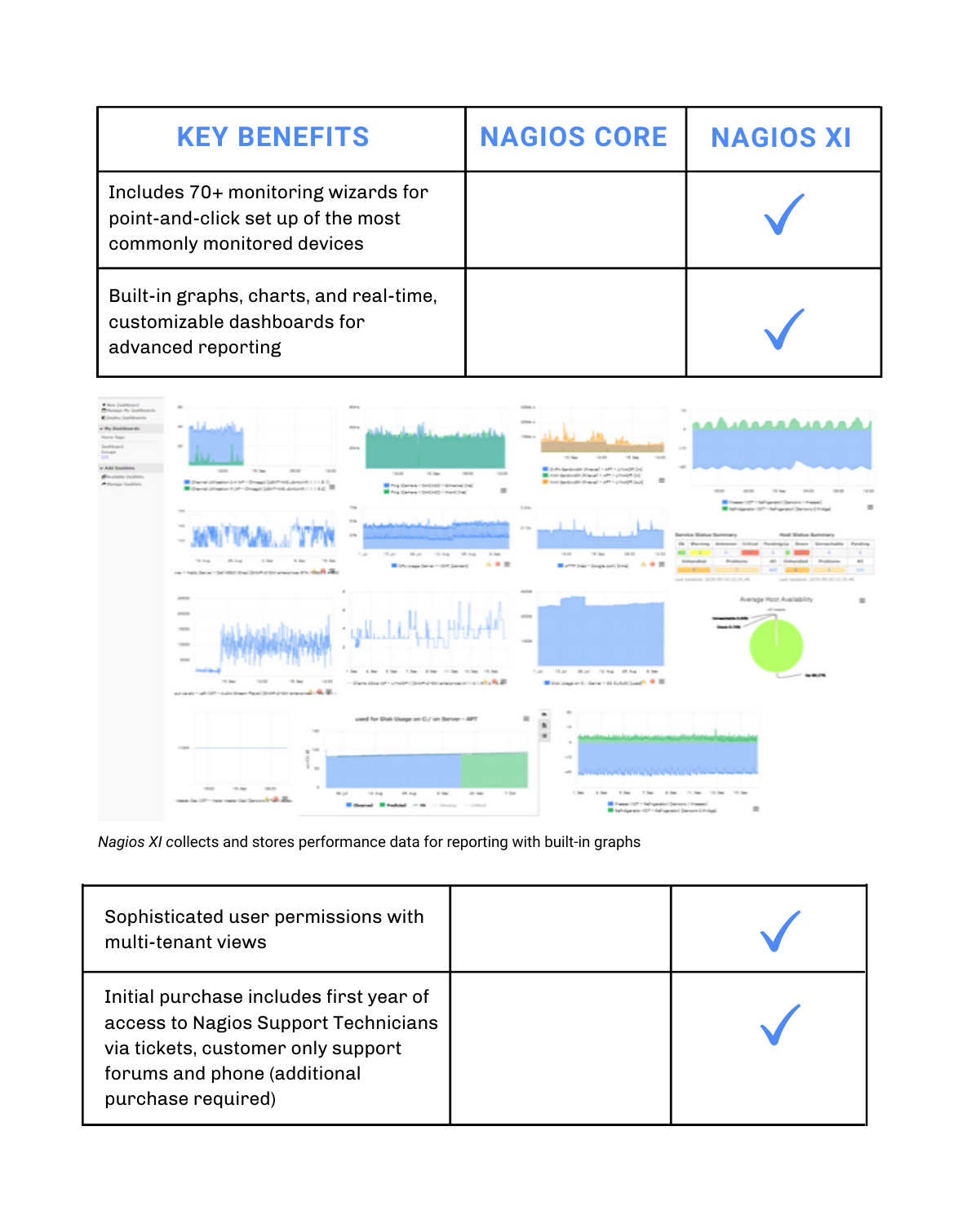| KEY BENEFITS | NAGIOS CORE | NAGIOS XI |
|---|---|---|
| Includes 70+ monitoring wizards for point-and-click set up of the most commonly monitored devices | | ✓ |
| Built-in graphs, charts, and real-time, customizable dashboards for advanced reporting | | ✓ |

*Nagios XI* collects and stores performance data for reporting with built-in graphs

| KEY BENEFITS | NAGIOS CORE | NAGIOS XI |
|---|---|---|
| Sophisticated user permissions with multi-tenant views | | ✓ |
| Initial purchase includes first year of access to Nagios Support Technicians via tickets, customer only support forums and phone (additional purchase required) | | ✓ |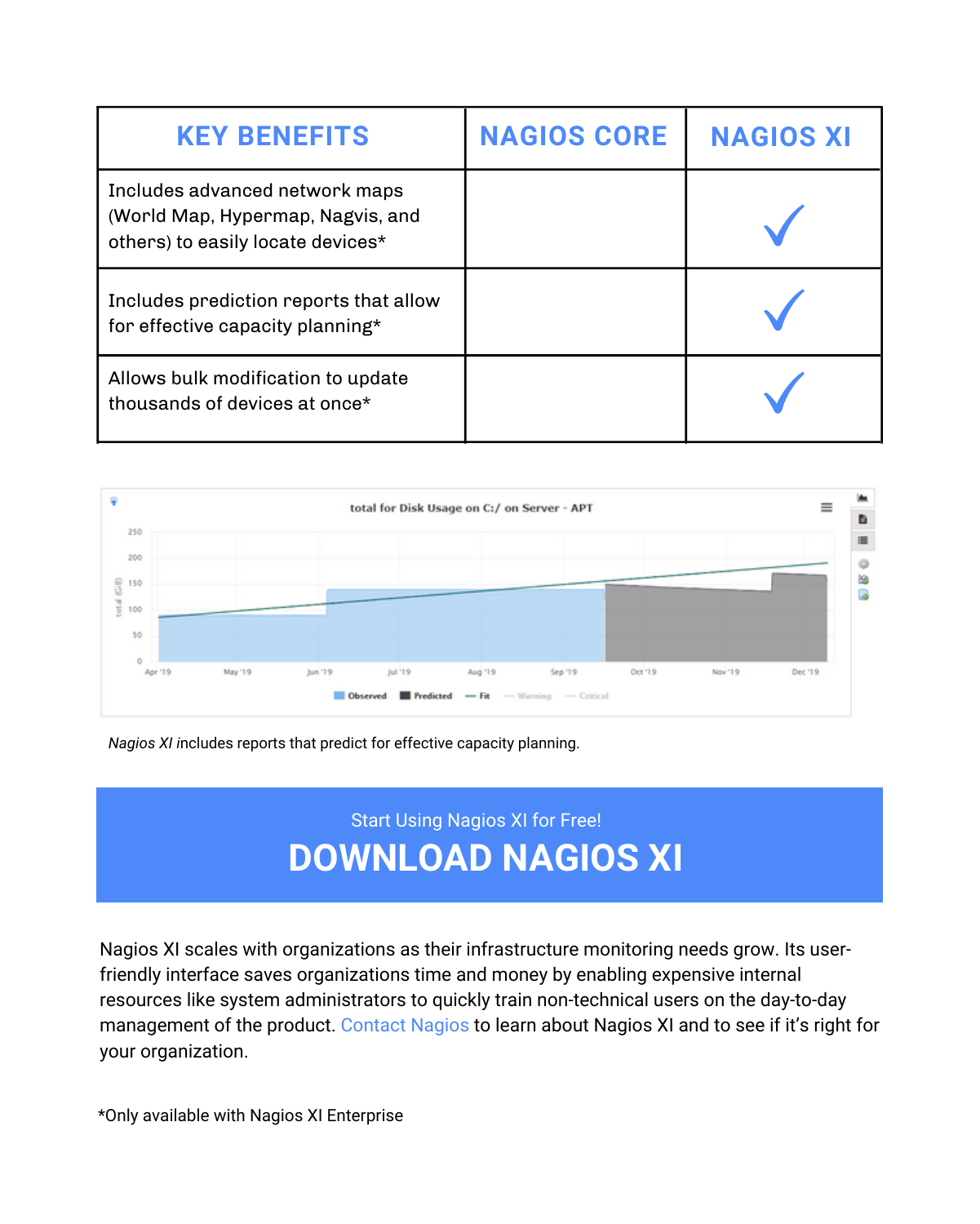| KEY BENEFITS | NAGIOS CORE | NAGIOS XI |
|---|---|---|
| Includes advanced network maps (World Map, Hypermap, Nagvis, and others) to easily locate devices* | | ✓ |
| Includes prediction reports that allow for effective capacity planning* | | ✓ |
| Allows bulk modification to update thousands of devices at once* | | ✓ |

total for Disk Usage on C:/ on Server - APT

total (GiB)

250
200
150
100
50
0

Apr '19 May '19 Jun '19 Jul '19 Aug '19 Sep '19 Oct '19 Nov '19 Dec '19

Observed Predicted Fit Warning Critical

*Nagios XI* includes reports that predict for effective capacity planning.

Start Using Nagios XI for Free!

**DOWNLOAD NAGIOS XI**

Nagios XI scales with organizations as their infrastructure monitoring needs grow. Its user-friendly interface saves organizations time and money by enabling expensive internal resources like system administrators to quickly train non-technical users on the day-to-day management of the product. Contact Nagios to learn about Nagios XI and to see if it's right for your organization.

*Only available with Nagios XI Enterprise